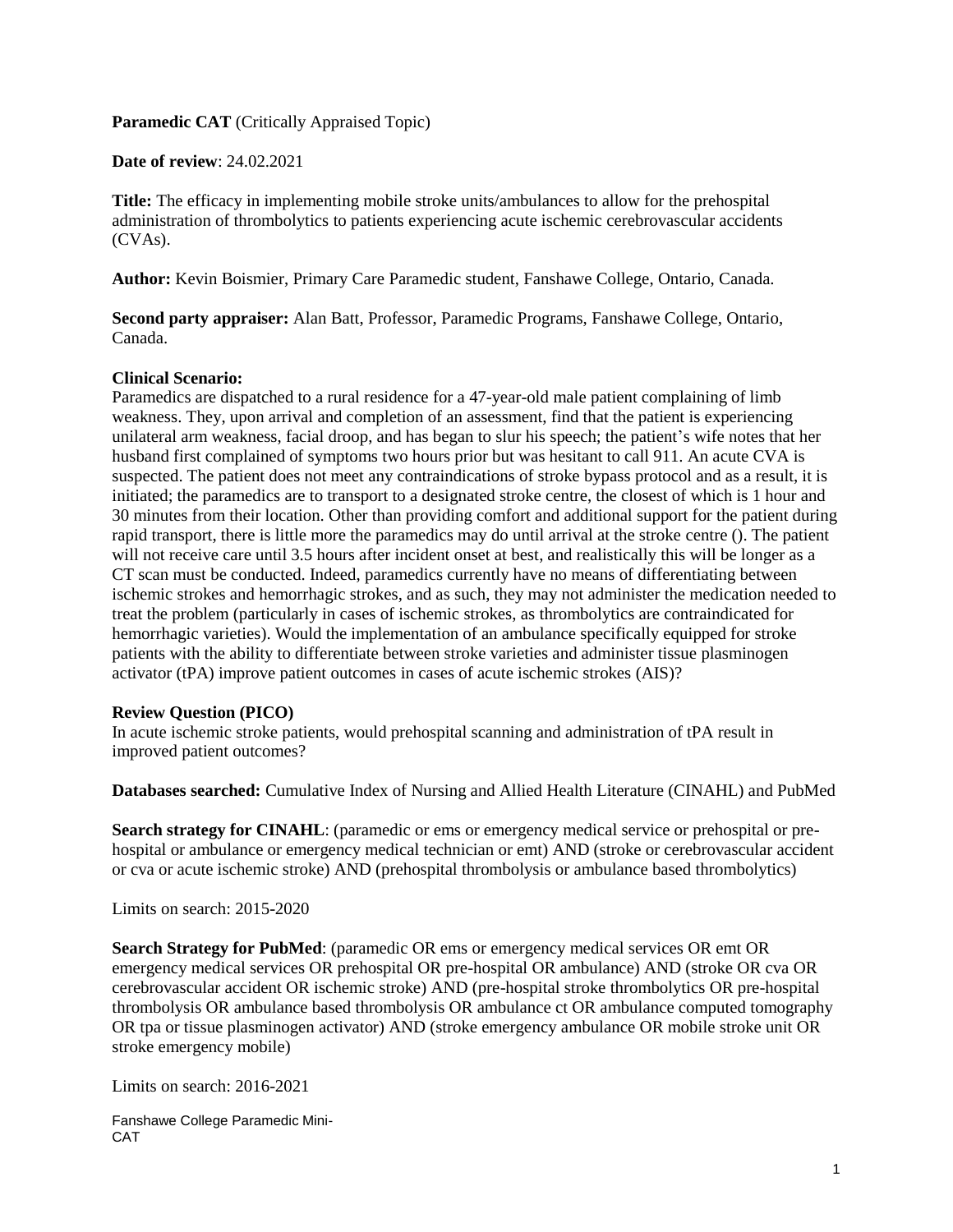**Paramedic CAT** (Critically Appraised Topic)

**Date of review**: 24.02.2021

**Title:** The efficacy in implementing mobile stroke units/ambulances to allow for the prehospital administration of thrombolytics to patients experiencing acute ischemic cerebrovascular accidents (CVAs).

**Author:** Kevin Boismier, Primary Care Paramedic student, Fanshawe College, Ontario, Canada.

**Second party appraiser:** Alan Batt, Professor, Paramedic Programs, Fanshawe College, Ontario, Canada.

**Clinical Scenario:**

Paramedics are dispatched to a rural residence for a 47-year-old male patient complaining of limb weakness. They, upon arrival and completion of an assessment, find that the patient is experiencing unilateral arm weakness, facial droop, and has began to slur his speech; the patient's wife notes that her husband first complained of symptoms two hours prior but was hesitant to call 911. An acute CVA is suspected. The patient does not meet any contraindications of stroke bypass protocol and as a result, it is initiated; the paramedics are to transport to a designated stroke centre, the closest of which is 1 hour and 30 minutes from their location. Other than providing comfort and additional support for the patient during rapid transport, there is little more the paramedics may do until arrival at the stroke centre (). The patient will not receive care until 3.5 hours after incident onset at best, and realistically this will be longer as a CT scan must be conducted. Indeed, paramedics currently have no means of differentiating between ischemic strokes and hemorrhagic strokes, and as such, they may not administer the medication needed to treat the problem (particularly in cases of ischemic strokes, as thrombolytics are contraindicated for hemorrhagic varieties). Would the implementation of an ambulance specifically equipped for stroke patients with the ability to differentiate between stroke varieties and administer tissue plasminogen activator (tPA) improve patient outcomes in cases of acute ischemic strokes (AIS)?

**Review Question (PICO)**

In acute ischemic stroke patients, would prehospital scanning and administration of tPA result in improved patient outcomes?

**Databases searched:** Cumulative Index of Nursing and Allied Health Literature (CINAHL) and PubMed

**Search strategy for CINAHL**: (paramedic or ems or emergency medical service or prehospital or pre-hospital or ambulance or emergency medical technician or emt) AND (stroke or cerebrovascular accident or cva or acute ischemic stroke) AND (prehospital thrombolysis or ambulance based thrombolytics)

Limits on search: 2015-2020

**Search Strategy for PubMed**: (paramedic OR ems or emergency medical services OR emt OR emergency medical services OR prehospital OR pre-hospital OR ambulance) AND (stroke OR cva OR cerebrovascular accident OR ischemic stroke) AND (pre-hospital stroke thrombolytics OR pre-hospital thrombolysis OR ambulance based thrombolysis OR ambulance ct OR ambulance computed tomography OR tpa or tissue plasminogen activator) AND (stroke emergency ambulance OR mobile stroke unit OR stroke emergency mobile)

Limits on search: 2016-2021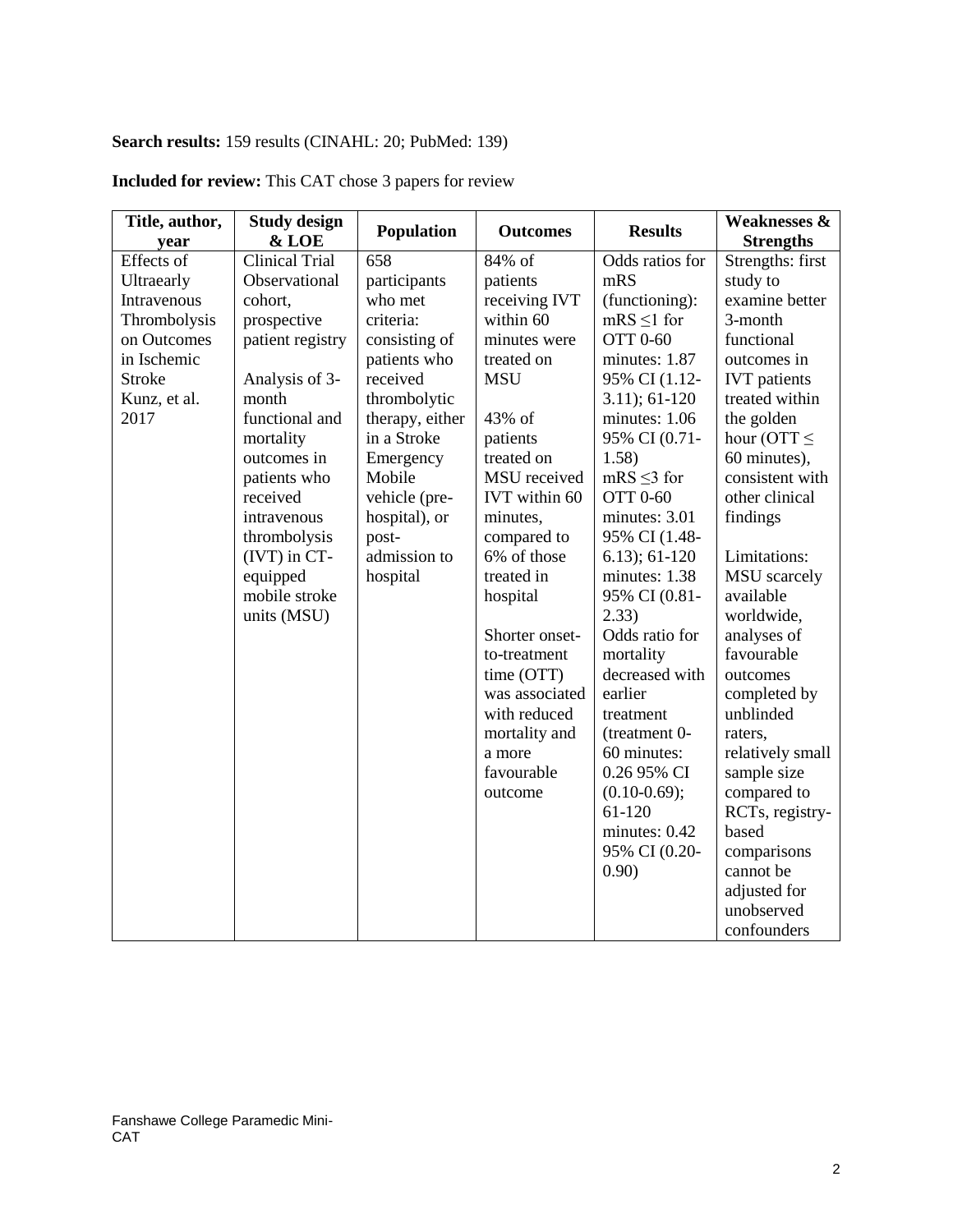**Search results:** 159 results (CINAHL: 20; PubMed: 139)

**Included for review:** This CAT chose 3 papers for review

| Title, author, year | Study design & LOE | Population | Outcomes | Results | Weaknesses & Strengths |
|---|---|---|---|---|---|
| Effects of Ultraearly Intravenous Thrombolysis on Outcomes in Ischemic Stroke Kunz, et al. 2017 | Clinical Trial Observational cohort, prospective patient registry<br><br>Analysis of 3-month functional and mortality outcomes in patients who received intravenous thrombolysis (IVT) in CT-equipped mobile stroke units (MSU) | 658 participants who met criteria: consisting of patients who received thrombolytic therapy, either in a Stroke Emergency Mobile vehicle (pre-hospital), or post-admission to hospital | 84% of patients receiving IVT within 60 minutes were treated on MSU<br><br>43% of patients treated on MSU received IVT within 60 minutes, compared to 6% of those treated in hospital<br><br>Shorter onset-to-treatment time (OTT) was associated with reduced mortality and a more favourable outcome | Odds ratios for mRS (functioning): mRS $\leq$1 for OTT 0-60 minutes: 1.87 95% CI (1.12-3.11); 61-120 minutes: 1.06 95% CI (0.71-1.58)<br>mRS $\leq$3 for OTT 0-60 minutes: 3.01 95% CI (1.48-6.13); 61-120 minutes: 1.38 95% CI (0.81-2.33)<br>Odds ratio for mortality decreased with earlier treatment (treatment 0-60 minutes: 0.26 95% CI (0.10-0.69); 61-120 minutes: 0.42 95% CI (0.20-0.90) | Strengths: first study to examine better 3-month functional outcomes in IVT patients treated within the golden hour (OTT $\leq$ 60 minutes), consistent with other clinical findings<br><br>Limitations: MSU scarcely available worldwide, analyses of favourable outcomes completed by unblinded raters, relatively small sample size compared to RCTs, registry-based comparisons cannot be adjusted for unobserved confounders |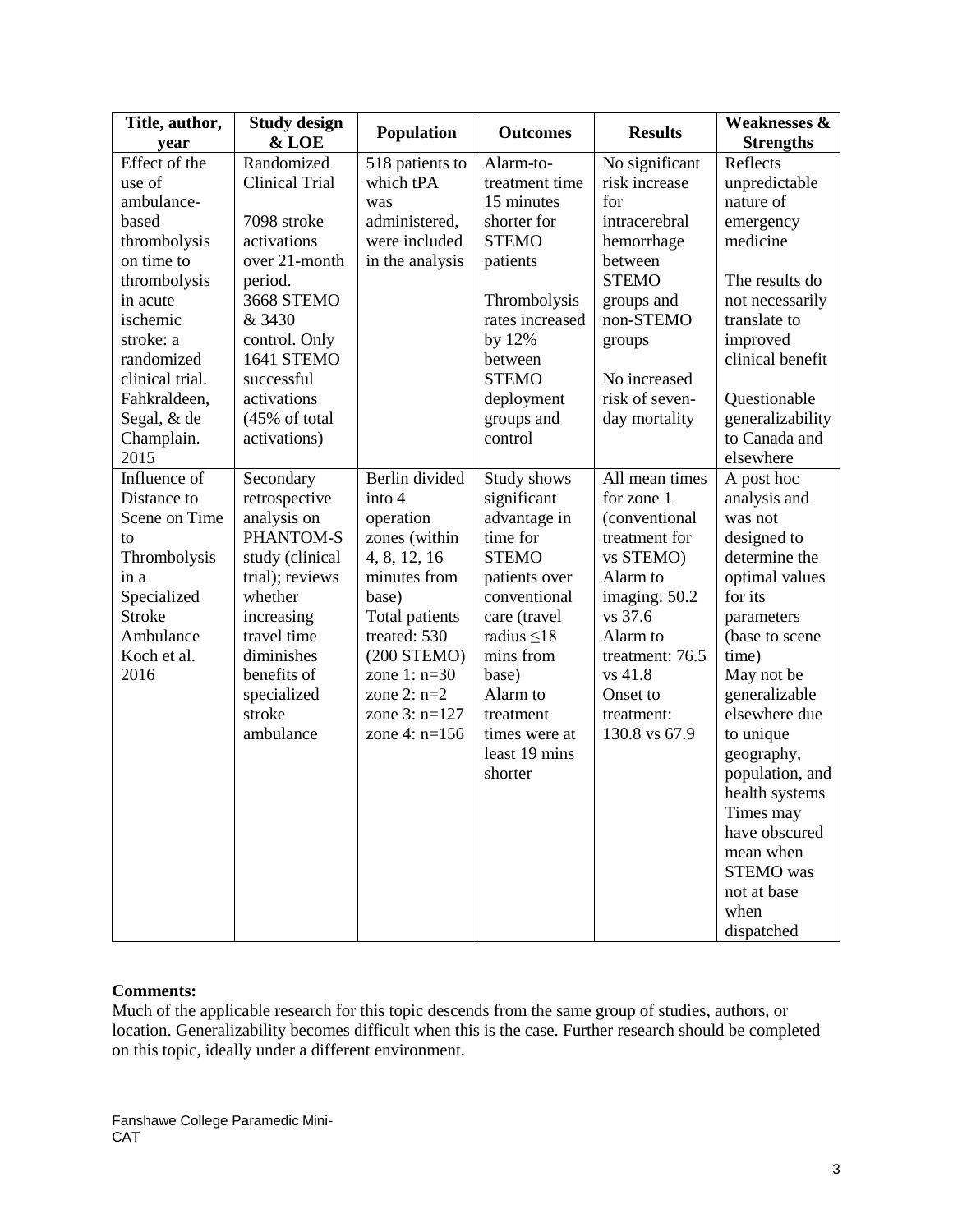| Title, author, year | Study design & LOE | Population | Outcomes | Results | Weaknesses & Strengths |
|---|---|---|---|---|---|
| Effect of the use of ambulance-based thrombolysis on time to thrombolysis in acute ischemic stroke: a randomized clinical trial. Fahkraldeen, Segal, & de Champlain. 2015 | Randomized Clinical Trial<br><br>7098 stroke activations over 21-month period. 3668 STEMO & 3430 control. Only 1641 STEMO successful activations (45% of total activations) | 518 patients to which tPA was administered, were included in the analysis | Alarm-to-treatment time 15 minutes shorter for STEMO patients<br><br>Thrombolysis rates increased by 12% between STEMO deployment groups and control | No significant risk increase for intracerebral hemorrhage between STEMO groups and non-STEMO groups<br><br>No increased risk of seven-day mortality | Reflects unpredictable nature of emergency medicine<br><br>The results do not necessarily translate to improved clinical benefit<br><br>Questionable generalizability to Canada and elsewhere |
| Influence of Distance to Scene on Time to Thrombolysis in a Specialized Stroke Ambulance Koch et al. 2016 | Secondary retrospective analysis on PHANTOM-S study (clinical trial); reviews whether increasing travel time diminishes benefits of specialized stroke ambulance | Berlin divided into 4 operation zones (within 4, 8, 12, 16 minutes from base) Total patients treated: 530 (200 STEMO) zone 1: n=30 zone 2: n=2 zone 3: n=127 zone 4: n=156 | Study shows significant advantage in time for STEMO patients over conventional care (travel radius ≤18 mins from base) Alarm to treatment times were at least 19 mins shorter | All mean times for zone 1 (conventional treatment for vs STEMO) Alarm to imaging: 50.2 vs 37.6 Alarm to treatment: 76.5 vs 41.8 Onset to treatment: 130.8 vs 67.9 | A post hoc analysis and was not designed to determine the optimal values for its parameters (base to scene time) May not be generalizable elsewhere due to unique geography, population, and health systems Times may have obscured mean when STEMO was not at base when dispatched |

**Comments:**
Much of the applicable research for this topic descends from the same group of studies, authors, or location. Generalizability becomes difficult when this is the case. Further research should be completed on this topic, ideally under a different environment.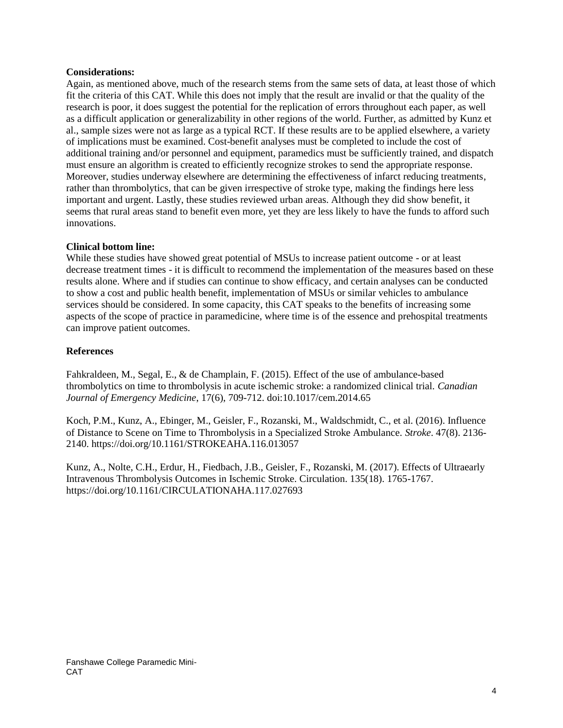**Considerations:**

Again, as mentioned above, much of the research stems from the same sets of data, at least those of which fit the criteria of this CAT. While this does not imply that the result are invalid or that the quality of the research is poor, it does suggest the potential for the replication of errors throughout each paper, as well as a difficult application or generalizability in other regions of the world. Further, as admitted by Kunz et al., sample sizes were not as large as a typical RCT. If these results are to be applied elsewhere, a variety of implications must be examined. Cost-benefit analyses must be completed to include the cost of additional training and/or personnel and equipment, paramedics must be sufficiently trained, and dispatch must ensure an algorithm is created to efficiently recognize strokes to send the appropriate response. Moreover, studies underway elsewhere are determining the effectiveness of infarct reducing treatments, rather than thrombolytics, that can be given irrespective of stroke type, making the findings here less important and urgent. Lastly, these studies reviewed urban areas. Although they did show benefit, it seems that rural areas stand to benefit even more, yet they are less likely to have the funds to afford such innovations.

**Clinical bottom line:**

While these studies have showed great potential of MSUs to increase patient outcome - or at least decrease treatment times - it is difficult to recommend the implementation of the measures based on these results alone. Where and if studies can continue to show efficacy, and certain analyses can be conducted to show a cost and public health benefit, implementation of MSUs or similar vehicles to ambulance services should be considered. In some capacity, this CAT speaks to the benefits of increasing some aspects of the scope of practice in paramedicine, where time is of the essence and prehospital treatments can improve patient outcomes.

**References**

Fahkraldeen, M., Segal, E., & de Champlain, F. (2015). Effect of the use of ambulance-based thrombolytics on time to thrombolysis in acute ischemic stroke: a randomized clinical trial. *Canadian Journal of Emergency Medicine*, 17(6), 709-712. doi:10.1017/cem.2014.65

Koch, P.M., Kunz, A., Ebinger, M., Geisler, F., Rozanski, M., Waldschmidt, C., et al. (2016). Influence of Distance to Scene on Time to Thrombolysis in a Specialized Stroke Ambulance. *Stroke*. 47(8). 2136-2140. https://doi.org/10.1161/STROKEAHA.116.013057

Kunz, A., Nolte, C.H., Erdur, H., Fiedbach, J.B., Geisler, F., Rozanski, M. (2017). Effects of Ultraearly Intravenous Thrombolysis Outcomes in Ischemic Stroke. Circulation. 135(18). 1765-1767. https://doi.org/10.1161/CIRCULATIONAHA.117.027693